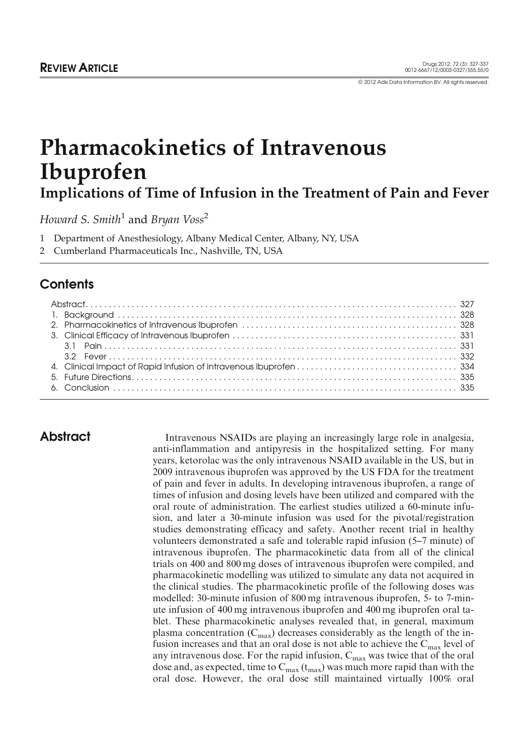REVIEW ARTICLE

© 2012 Adis Data Information BV. All rights reserved.

# Pharmacokinetics of Intravenous Ibuprofen

## Implications of Time of Infusion in the Treatment of Pain and Fever

*Howard S. Smith*[1] and *Bryan Voss*[2]

1 Department of Anesthesiology, Albany Medical Center, Albany, NY, USA

2 Cumberland Pharmaceuticals Inc., Nashville, TN, USA

## Contents

Abstract ..... 327
1. Background ..... 328
2. Pharmacokinetics of Intravenous Ibuprofen ..... 328
3. Clinical Efficacy of Intravenous Ibuprofen ..... 331
   3.1 Pain ..... 331
   3.2 Fever ..... 332
4. Clinical Impact of Rapid Infusion of Intravenous Ibuprofen ..... 334
5. Future Directions ..... 335
6. Conclusion ..... 335

## Abstract

Intravenous NSAIDs are playing an increasingly large role in analgesia, anti-inflammation and antipyresis in the hospitalized setting. For many years, ketorolac was the only intravenous NSAID available in the US, but in 2009 intravenous ibuprofen was approved by the US FDA for the treatment of pain and fever in adults. In developing intravenous ibuprofen, a range of times of infusion and dosing levels have been utilized and compared with the oral route of administration. The earliest studies utilized a 60-minute infusion, and later a 30-minute infusion was used for the pivotal/registration studies demonstrating efficacy and safety. Another recent trial in healthy volunteers demonstrated a safe and tolerable rapid infusion (5–7 minute) of intravenous ibuprofen. The pharmacokinetic data from all of the clinical trials on 400 and 800 mg doses of intravenous ibuprofen were compiled, and pharmacokinetic modelling was utilized to simulate any data not acquired in the clinical studies. The pharmacokinetic profile of the following doses was modelled: 30-minute infusion of 800 mg intravenous ibuprofen, 5- to 7-minute infusion of 400 mg intravenous ibuprofen and 400 mg ibuprofen oral tablet. These pharmacokinetic analyses revealed that, in general, maximum plasma concentration ($C_{max}$) decreases considerably as the length of the infusion increases and that an oral dose is not able to achieve the $C_{max}$ level of any intravenous dose. For the rapid infusion, $C_{max}$ was twice that of the oral dose and, as expected, time to $C_{max}$ ($t_{max}$) was much more rapid than with the oral dose. However, the oral dose still maintained virtually 100% oral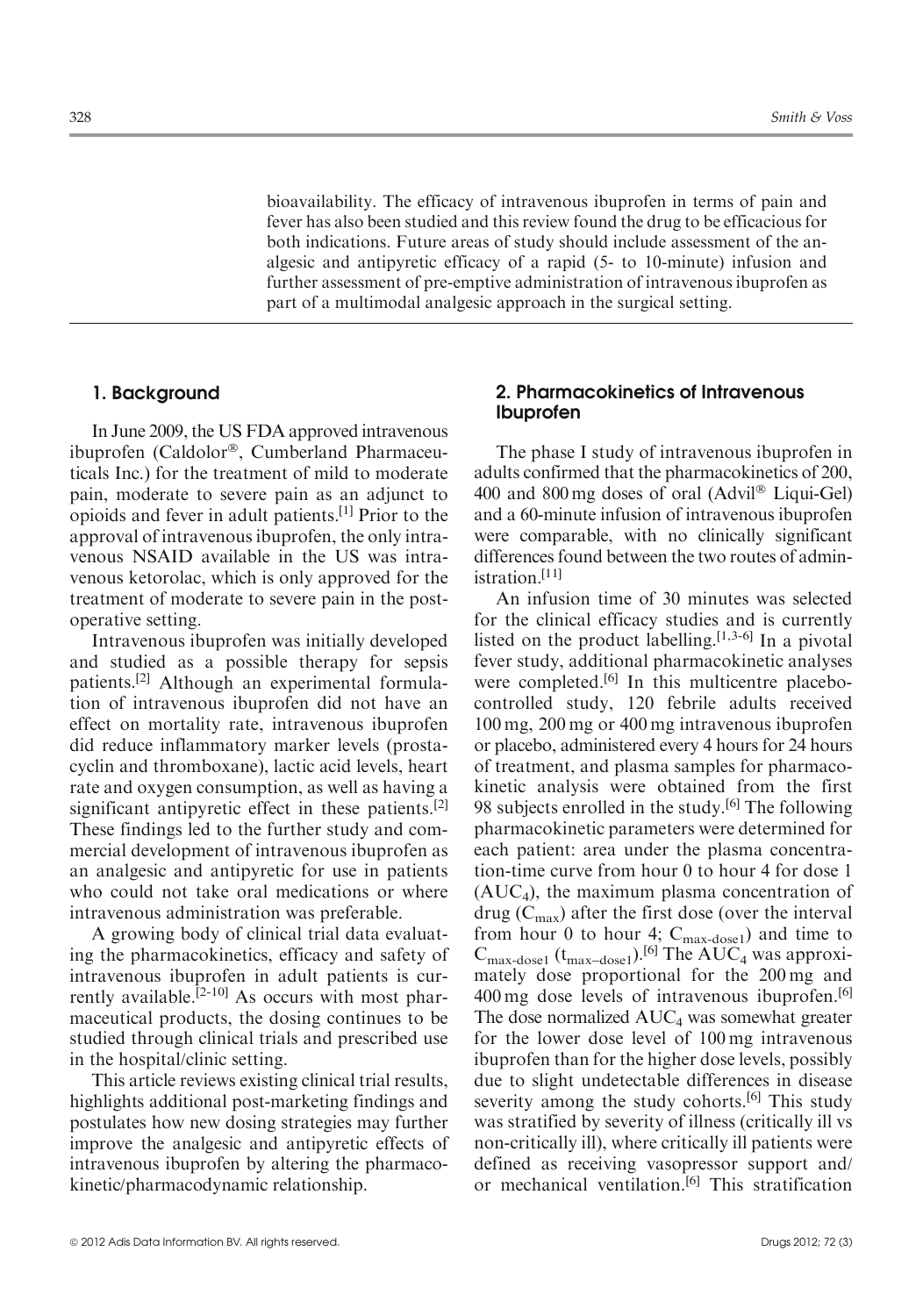bioavailability. The efficacy of intravenous ibuprofen in terms of pain and fever has also been studied and this review found the drug to be efficacious for both indications. Future areas of study should include assessment of the analgesic and antipyretic efficacy of a rapid (5- to 10-minute) infusion and further assessment of pre-emptive administration of intravenous ibuprofen as part of a multimodal analgesic approach in the surgical setting.

## 1. Background

In June 2009, the US FDA approved intravenous ibuprofen (Caldolor®, Cumberland Pharmaceuticals Inc.) for the treatment of mild to moderate pain, moderate to severe pain as an adjunct to opioids and fever in adult patients.[1] Prior to the approval of intravenous ibuprofen, the only intravenous NSAID available in the US was intravenous ketorolac, which is only approved for the treatment of moderate to severe pain in the postoperative setting.

Intravenous ibuprofen was initially developed and studied as a possible therapy for sepsis patients.[2] Although an experimental formulation of intravenous ibuprofen did not have an effect on mortality rate, intravenous ibuprofen did reduce inflammatory marker levels (prostacyclin and thromboxane), lactic acid levels, heart rate and oxygen consumption, as well as having a significant antipyretic effect in these patients.[2] These findings led to the further study and commercial development of intravenous ibuprofen as an analgesic and antipyretic for use in patients who could not take oral medications or where intravenous administration was preferable.

A growing body of clinical trial data evaluating the pharmacokinetics, efficacy and safety of intravenous ibuprofen in adult patients is currently available.[2-10] As occurs with most pharmaceutical products, the dosing continues to be studied through clinical trials and prescribed use in the hospital/clinic setting.

This article reviews existing clinical trial results, highlights additional post-marketing findings and postulates how new dosing strategies may further improve the analgesic and antipyretic effects of intravenous ibuprofen by altering the pharmacokinetic/pharmacodynamic relationship.

## 2. Pharmacokinetics of Intravenous Ibuprofen

The phase I study of intravenous ibuprofen in adults confirmed that the pharmacokinetics of 200, 400 and 800 mg doses of oral (Advil® Liqui-Gel) and a 60-minute infusion of intravenous ibuprofen were comparable, with no clinically significant differences found between the two routes of administration.[11]

An infusion time of 30 minutes was selected for the clinical efficacy studies and is currently listed on the product labelling.[1,3-6] In a pivotal fever study, additional pharmacokinetic analyses were completed.[6] In this multicentre placebo-controlled study, 120 febrile adults received 100 mg, 200 mg or 400 mg intravenous ibuprofen or placebo, administered every 4 hours for 24 hours of treatment, and plasma samples for pharmacokinetic analysis were obtained from the first 98 subjects enrolled in the study.[6] The following pharmacokinetic parameters were determined for each patient: area under the plasma concentration-time curve from hour 0 to hour 4 for dose 1 ($AUC_4$), the maximum plasma concentration of drug ($C_{max}$) after the first dose (over the interval from hour 0 to hour 4; $C_{max\text{-}dose1}$) and time to $C_{max\text{-}dose1}$ ($t_{max\text{-}dose1}$).[6] The $AUC_4$ was approximately dose proportional for the 200 mg and 400 mg dose levels of intravenous ibuprofen.[6] The dose normalized $AUC_4$ was somewhat greater for the lower dose level of 100 mg intravenous ibuprofen than for the higher dose levels, possibly due to slight undetectable differences in disease severity among the study cohorts.[6] This study was stratified by severity of illness (critically ill vs non-critically ill), where critically ill patients were defined as receiving vasopressor support and/or mechanical ventilation.[6] This stratification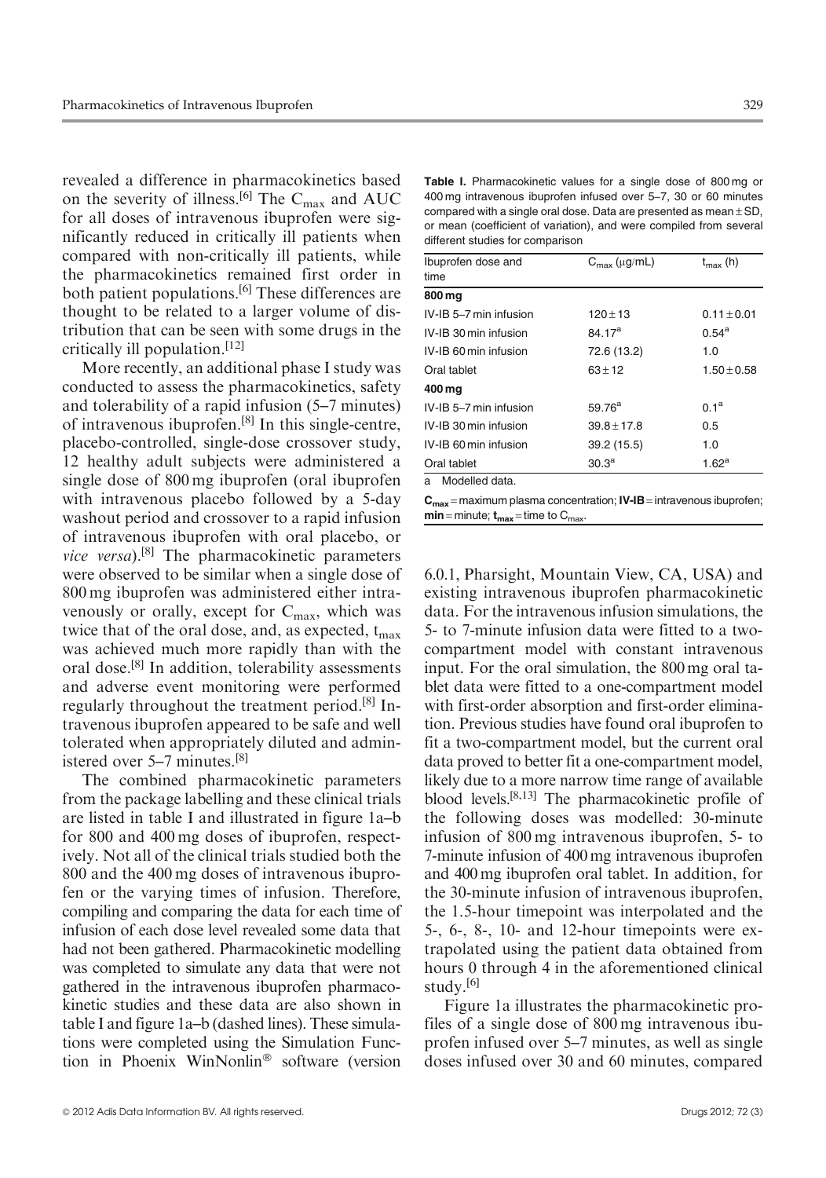revealed a difference in pharmacokinetics based on the severity of illness.[6] The $C_{max}$ and AUC for all doses of intravenous ibuprofen were significantly reduced in critically ill patients when compared with non-critically ill patients, while the pharmacokinetics remained first order in both patient populations.[6] These differences are thought to be related to a larger volume of distribution that can be seen with some drugs in the critically ill population.[12]

More recently, an additional phase I study was conducted to assess the pharmacokinetics, safety and tolerability of a rapid infusion (5–7 minutes) of intravenous ibuprofen.[8] In this single-centre, placebo-controlled, single-dose crossover study, 12 healthy adult subjects were administered a single dose of 800 mg ibuprofen (oral ibuprofen with intravenous placebo followed by a 5-day washout period and crossover to a rapid infusion of intravenous ibuprofen with oral placebo, or *vice versa*).[8] The pharmacokinetic parameters were observed to be similar when a single dose of 800 mg ibuprofen was administered either intravenously or orally, except for $C_{max}$, which was twice that of the oral dose, and, as expected, $t_{max}$ was achieved much more rapidly than with the oral dose.[8] In addition, tolerability assessments and adverse event monitoring were performed regularly throughout the treatment period.[8] Intravenous ibuprofen appeared to be safe and well tolerated when appropriately diluted and administered over 5–7 minutes.[8]

The combined pharmacokinetic parameters from the package labelling and these clinical trials are listed in table I and illustrated in figure 1a–b for 800 and 400 mg doses of ibuprofen, respectively. Not all of the clinical trials studied both the 800 and the 400 mg doses of intravenous ibuprofen or the varying times of infusion. Therefore, compiling and comparing the data for each time of infusion of each dose level revealed some data that had not been gathered. Pharmacokinetic modelling was completed to simulate any data that were not gathered in the intravenous ibuprofen pharmacokinetic studies and these data are also shown in table I and figure 1a–b (dashed lines). These simulations were completed using the Simulation Function in Phoenix WinNonlin® software (version 6.0.1, Pharsight, Mountain View, CA, USA) and existing intravenous ibuprofen pharmacokinetic data. For the intravenous infusion simulations, the 5- to 7-minute infusion data were fitted to a two-compartment model with constant intravenous input. For the oral simulation, the 800 mg oral tablet data were fitted to a one-compartment model with first-order absorption and first-order elimination. Previous studies have found oral ibuprofen to fit a two-compartment model, but the current oral data proved to better fit a one-compartment model, likely due to a more narrow time range of available blood levels.[8,13] The pharmacokinetic profile of the following doses was modelled: 30-minute infusion of 800 mg intravenous ibuprofen, 5- to 7-minute infusion of 400 mg intravenous ibuprofen and 400 mg ibuprofen oral tablet. In addition, for the 30-minute infusion of intravenous ibuprofen, the 1.5-hour timepoint was interpolated and the 5-, 6-, 8-, 10- and 12-hour timepoints were extrapolated using the patient data obtained from hours 0 through 4 in the aforementioned clinical study.[6]

Figure 1a illustrates the pharmacokinetic profiles of a single dose of 800 mg intravenous ibuprofen infused over 5–7 minutes, as well as single doses infused over 30 and 60 minutes, compared

**Table I.** Pharmacokinetic values for a single dose of 800 mg or 400 mg intravenous ibuprofen infused over 5–7, 30 or 60 minutes compared with a single oral dose. Data are presented as mean ± SD, or mean (coefficient of variation), and were compiled from several different studies for comparison

| Ibuprofen dose and time | $C_{max}$ (μg/mL) | $t_{max}$ (h) |
|---|---|---|
| **800 mg** | | |
| IV-IB 5–7 min infusion | 120 ± 13 | 0.11 ± 0.01 |
| IV-IB 30 min infusion | 84.17[a] | 0.54[a] |
| IV-IB 60 min infusion | 72.6 (13.2) | 1.0 |
| Oral tablet | 63 ± 12 | 1.50 ± 0.58 |
| **400 mg** | | |
| IV-IB 5–7 min infusion | 59.76[a] | 0.1[a] |
| IV-IB 30 min infusion | 39.8 ± 17.8 | 0.5 |
| IV-IB 60 min infusion | 39.2 (15.5) | 1.0 |
| Oral tablet | 30.3[a] | 1.62[a] |

a Modelled data.

**$C_{max}$** = maximum plasma concentration; **IV-IB** = intravenous ibuprofen; **min** = minute; **$t_{max}$** = time to $C_{max}$.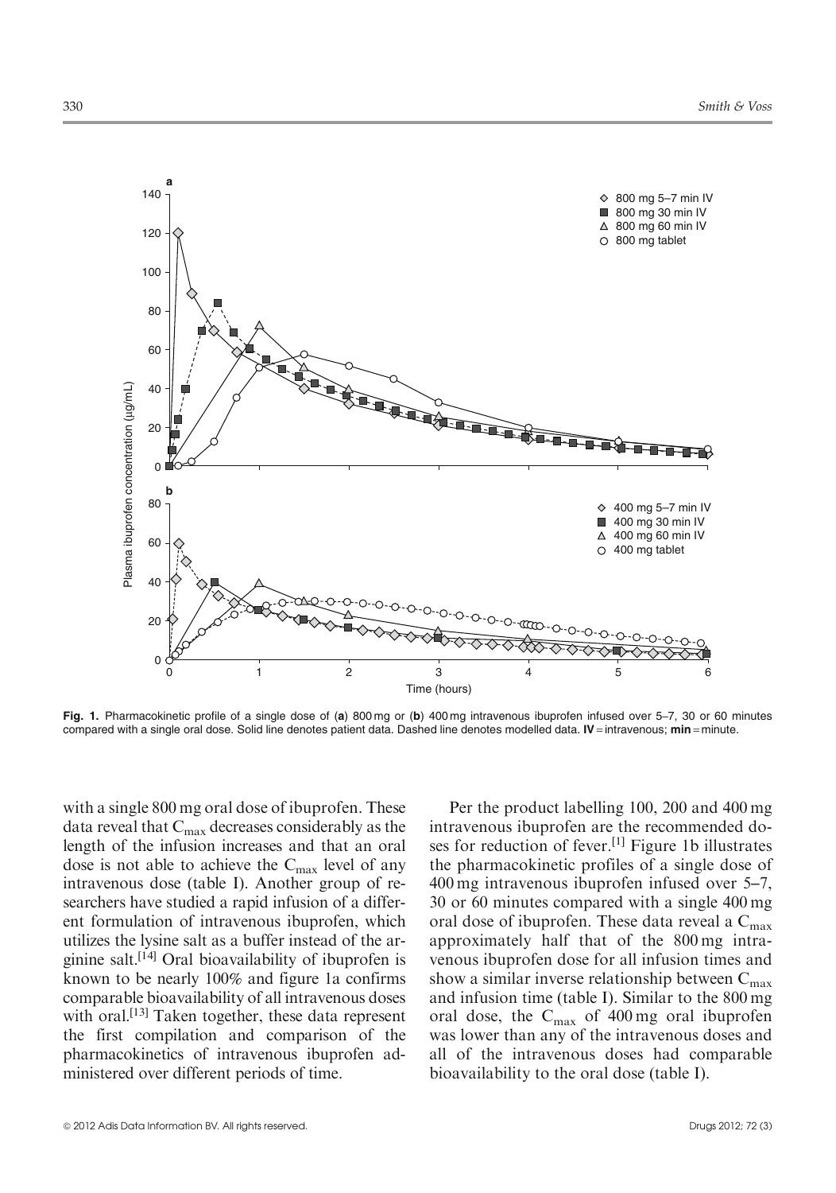Fig. 1. Pharmacokinetic profile of a single dose of (**a**) 800 mg or (**b**) 400 mg intravenous ibuprofen infused over 5–7, 30 or 60 minutes compared with a single oral dose. Solid line denotes patient data. Dashed line denotes modelled data. **IV** = intravenous; **min** = minute.

with a single 800 mg oral dose of ibuprofen. These data reveal that $C_{max}$ decreases considerably as the length of the infusion increases and that an oral dose is not able to achieve the $C_{max}$ level of any intravenous dose (table I). Another group of researchers have studied a rapid infusion of a different formulation of intravenous ibuprofen, which utilizes the lysine salt as a buffer instead of the arginine salt.[14] Oral bioavailability of ibuprofen is known to be nearly 100% and figure 1a confirms comparable bioavailability of all intravenous doses with oral.[13] Taken together, these data represent the first compilation and comparison of the pharmacokinetics of intravenous ibuprofen administered over different periods of time.

Per the product labelling 100, 200 and 400 mg intravenous ibuprofen are the recommended doses for reduction of fever.[1] Figure 1b illustrates the pharmacokinetic profiles of a single dose of 400 mg intravenous ibuprofen infused over 5–7, 30 or 60 minutes compared with a single 400 mg oral dose of ibuprofen. These data reveal a $C_{max}$ approximately half that of the 800 mg intravenous ibuprofen dose for all infusion times and show a similar inverse relationship between $C_{max}$ and infusion time (table I). Similar to the 800 mg oral dose, the $C_{max}$ of 400 mg oral ibuprofen was lower than any of the intravenous doses and all of the intravenous doses had comparable bioavailability to the oral dose (table I).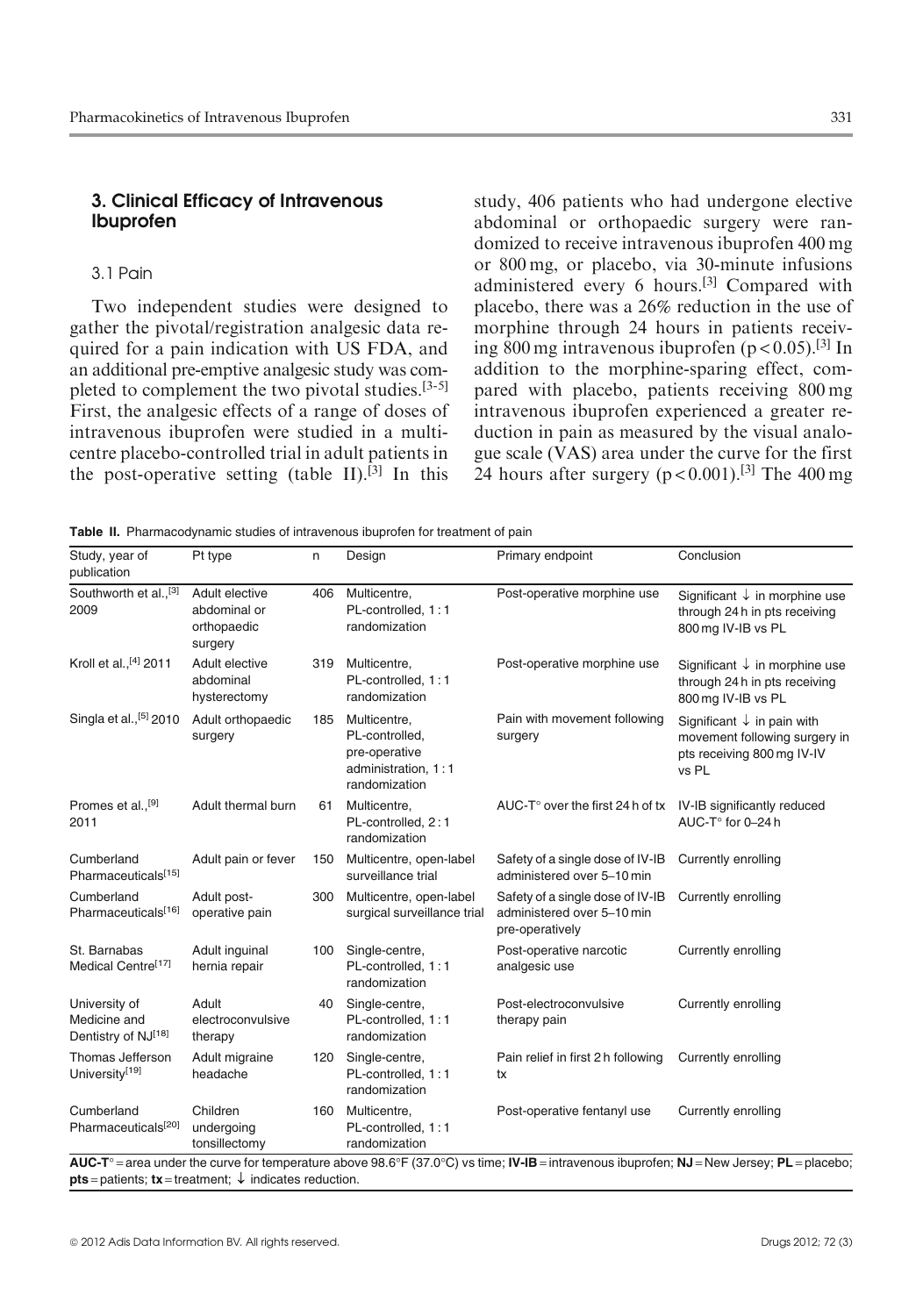## 3. Clinical Efficacy of Intravenous Ibuprofen

### 3.1 Pain

Two independent studies were designed to gather the pivotal/registration analgesic data required for a pain indication with US FDA, and an additional pre-emptive analgesic study was completed to complement the two pivotal studies.[3-5] First, the analgesic effects of a range of doses of intravenous ibuprofen were studied in a multicentre placebo-controlled trial in adult patients in the post-operative setting (table II).[3] In this study, 406 patients who had undergone elective abdominal or orthopaedic surgery were randomized to receive intravenous ibuprofen 400 mg or 800 mg, or placebo, via 30-minute infusions administered every 6 hours.[3] Compared with placebo, there was a 26% reduction in the use of morphine through 24 hours in patients receiving 800 mg intravenous ibuprofen ($p < 0.05$).[3] In addition to the morphine-sparing effect, compared with placebo, patients receiving 800 mg intravenous ibuprofen experienced a greater reduction in pain as measured by the visual analogue scale (VAS) area under the curve for the first 24 hours after surgery ($p < 0.001$).[3] The 400 mg

**Table II.** Pharmacodynamic studies of intravenous ibuprofen for treatment of pain

| Study, year of publication | Pt type | n | Design | Primary endpoint | Conclusion |
|---|---|---|---|---|---|
| Southworth et al.,[3] 2009 | Adult elective abdominal or orthopaedic surgery | 406 | Multicentre, PL-controlled, 1 : 1 randomization | Post-operative morphine use | Significant ↓ in morphine use through 24 h in pts receiving 800 mg IV-IB vs PL |
| Kroll et al.,[4] 2011 | Adult elective abdominal hysterectomy | 319 | Multicentre, PL-controlled, 1 : 1 randomization | Post-operative morphine use | Significant ↓ in morphine use through 24 h in pts receiving 800 mg IV-IB vs PL |
| Singla et al.,[5] 2010 | Adult orthopaedic surgery | 185 | Multicentre, PL-controlled, pre-operative administration, 1 : 1 randomization | Pain with movement following surgery | Significant ↓ in pain with movement following surgery in pts receiving 800 mg IV-IV vs PL |
| Promes et al.,[9] 2011 | Adult thermal burn | 61 | Multicentre, PL-controlled, 2 : 1 randomization | AUC-T° over the first 24 h of tx | IV-IB significantly reduced AUC-T° for 0–24 h |
| Cumberland Pharmaceuticals[15] | Adult pain or fever | 150 | Multicentre, open-label surveillance trial | Safety of a single dose of IV-IB administered over 5–10 min | Currently enrolling |
| Cumberland Pharmaceuticals[16] | Adult post-operative pain | 300 | Multicentre, open-label surgical surveillance trial | Safety of a single dose of IV-IB administered over 5–10 min pre-operatively | Currently enrolling |
| St. Barnabas Medical Centre[17] | Adult inguinal hernia repair | 100 | Single-centre, PL-controlled, 1 : 1 randomization | Post-operative narcotic analgesic use | Currently enrolling |
| University of Medicine and Dentistry of NJ[18] | Adult electroconvulsive therapy | 40 | Single-centre, PL-controlled, 1 : 1 randomization | Post-electroconvulsive therapy pain | Currently enrolling |
| Thomas Jefferson University[19] | Adult migraine headache | 120 | Single-centre, PL-controlled, 1 : 1 randomization | Pain relief in first 2 h following tx | Currently enrolling |
| Cumberland Pharmaceuticals[20] | Children undergoing tonsillectomy | 160 | Multicentre, PL-controlled, 1 : 1 randomization | Post-operative fentanyl use | Currently enrolling |

**AUC-T°** = area under the curve for temperature above 98.6°F (37.0°C) vs time; **IV-IB** = intravenous ibuprofen; **NJ** = New Jersey; **PL** = placebo; **pts** = patients; **tx** = treatment; ↓ indicates reduction.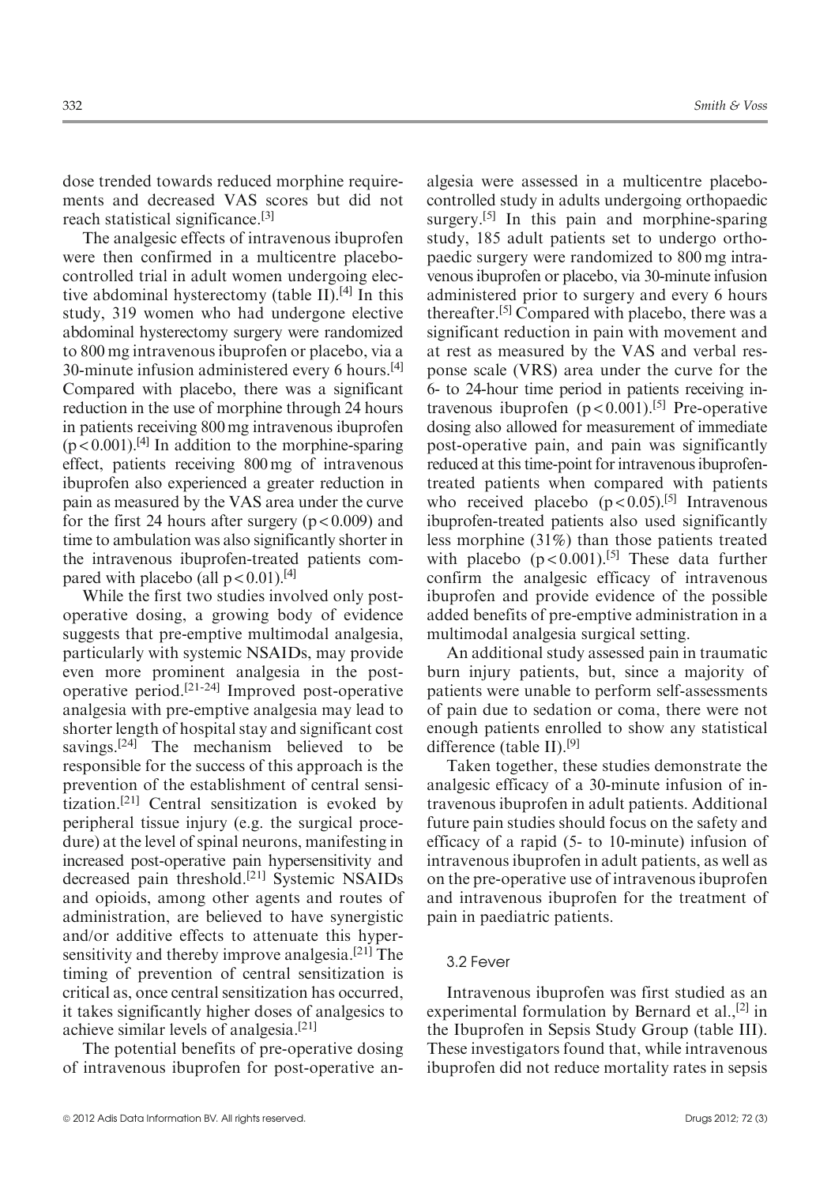dose trended towards reduced morphine requirements and decreased VAS scores but did not reach statistical significance.[3]

The analgesic effects of intravenous ibuprofen were then confirmed in a multicentre placebo-controlled trial in adult women undergoing elective abdominal hysterectomy (table II).[4] In this study, 319 women who had undergone elective abdominal hysterectomy surgery were randomized to 800 mg intravenous ibuprofen or placebo, via a 30-minute infusion administered every 6 hours.[4] Compared with placebo, there was a significant reduction in the use of morphine through 24 hours in patients receiving 800 mg intravenous ibuprofen ($p < 0.001$).[4] In addition to the morphine-sparing effect, patients receiving 800 mg of intravenous ibuprofen also experienced a greater reduction in pain as measured by the VAS area under the curve for the first 24 hours after surgery ($p < 0.009$) and time to ambulation was also significantly shorter in the intravenous ibuprofen-treated patients compared with placebo (all $p < 0.01$).[4]

While the first two studies involved only post-operative dosing, a growing body of evidence suggests that pre-emptive multimodal analgesia, particularly with systemic NSAIDs, may provide even more prominent analgesia in the post-operative period.[21-24] Improved post-operative analgesia with pre-emptive analgesia may lead to shorter length of hospital stay and significant cost savings.[24] The mechanism believed to be responsible for the success of this approach is the prevention of the establishment of central sensitization.[21] Central sensitization is evoked by peripheral tissue injury (e.g. the surgical procedure) at the level of spinal neurons, manifesting in increased post-operative pain hypersensitivity and decreased pain threshold.[21] Systemic NSAIDs and opioids, among other agents and routes of administration, are believed to have synergistic and/or additive effects to attenuate this hypersensitivity and thereby improve analgesia.[21] The timing of prevention of central sensitization is critical as, once central sensitization has occurred, it takes significantly higher doses of analgesics to achieve similar levels of analgesia.[21]

The potential benefits of pre-operative dosing of intravenous ibuprofen for post-operative analgesia were assessed in a multicentre placebo-controlled study in adults undergoing orthopaedic surgery.[5] In this pain and morphine-sparing study, 185 adult patients set to undergo orthopaedic surgery were randomized to 800 mg intravenous ibuprofen or placebo, via 30-minute infusion administered prior to surgery and every 6 hours thereafter.[5] Compared with placebo, there was a significant reduction in pain with movement and at rest as measured by the VAS and verbal response scale (VRS) area under the curve for the 6- to 24-hour time period in patients receiving intravenous ibuprofen ($p < 0.001$).[5] Pre-operative dosing also allowed for measurement of immediate post-operative pain, and pain was significantly reduced at this time-point for intravenous ibuprofen-treated patients when compared with patients who received placebo ($p < 0.05$).[5] Intravenous ibuprofen-treated patients also used significantly less morphine (31%) than those patients treated with placebo ($p < 0.001$).[5] These data further confirm the analgesic efficacy of intravenous ibuprofen and provide evidence of the possible added benefits of pre-emptive administration in a multimodal analgesia surgical setting.

An additional study assessed pain in traumatic burn injury patients, but, since a majority of patients were unable to perform self-assessments of pain due to sedation or coma, there were not enough patients enrolled to show any statistical difference (table II).[9]

Taken together, these studies demonstrate the analgesic efficacy of a 30-minute infusion of intravenous ibuprofen in adult patients. Additional future pain studies should focus on the safety and efficacy of a rapid (5- to 10-minute) infusion of intravenous ibuprofen in adult patients, as well as on the pre-operative use of intravenous ibuprofen and intravenous ibuprofen for the treatment of pain in paediatric patients.

### 3.2 Fever

Intravenous ibuprofen was first studied as an experimental formulation by Bernard et al.,[2] in the Ibuprofen in Sepsis Study Group (table III). These investigators found that, while intravenous ibuprofen did not reduce mortality rates in sepsis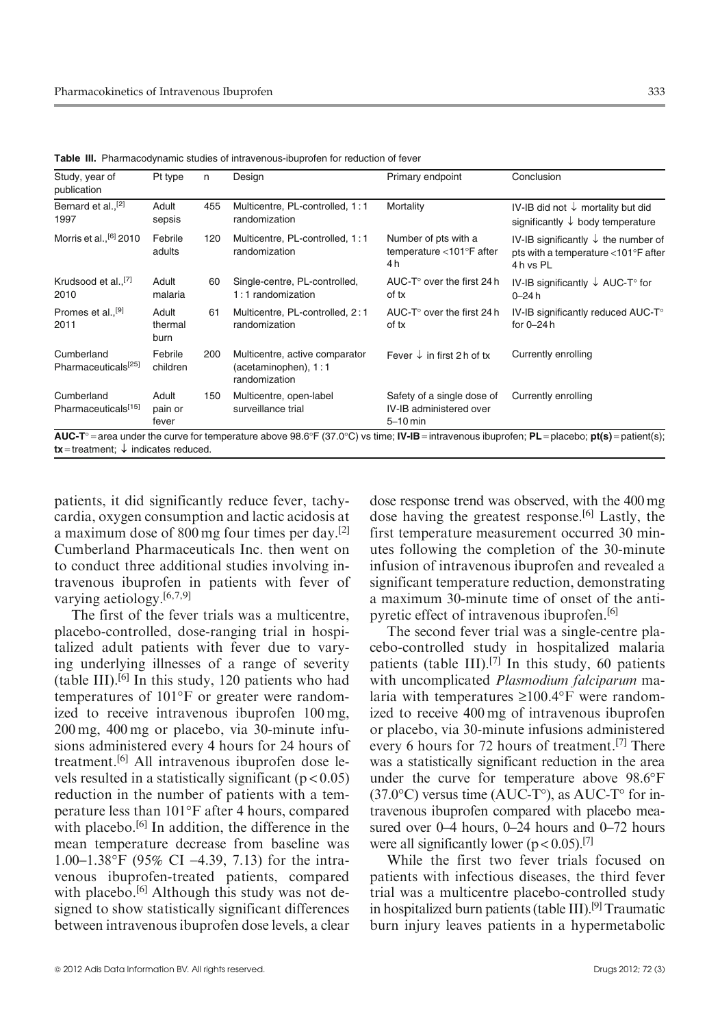**Table III.** Pharmacodynamic studies of intravenous-ibuprofen for reduction of fever

| Study, year of publication | Pt type | n | Design | Primary endpoint | Conclusion |
|---|---|---|---|---|---|
| Bernard et al.,[2] 1997 | Adult sepsis | 455 | Multicentre, PL-controlled, 1 : 1 randomization | Mortality | IV-IB did not ↓ mortality but did significantly ↓ body temperature |
| Morris et al.,[6] 2010 | Febrile adults | 120 | Multicentre, PL-controlled, 1 : 1 randomization | Number of pts with a temperature <101°F after 4 h | IV-IB significantly ↓ the number of pts with a temperature <101°F after 4 h vs PL |
| Krudsood et al.,[7] 2010 | Adult malaria | 60 | Single-centre, PL-controlled, 1 : 1 randomization | AUC-T° over the first 24 h of tx | IV-IB significantly ↓ AUC-T° for 0–24 h |
| Promes et al.,[9] 2011 | Adult thermal burn | 61 | Multicentre, PL-controlled, 2 : 1 randomization | AUC-T° over the first 24 h of tx | IV-IB significantly reduced AUC-T° for 0–24 h |
| Cumberland Pharmaceuticals[25] | Febrile children | 200 | Multicentre, active comparator (acetaminophen), 1 : 1 randomization | Fever ↓ in first 2 h of tx | Currently enrolling |
| Cumberland Pharmaceuticals[15] | Adult pain or fever | 150 | Multicentre, open-label surveillance trial | Safety of a single dose of IV-IB administered over 5–10 min | Currently enrolling |

**AUC-T°** = area under the curve for temperature above 98.6°F (37.0°C) vs time; **IV-IB** = intravenous ibuprofen; **PL** = placebo; **pt(s)** = patient(s); **tx** = treatment; ↓ indicates reduced.

patients, it did significantly reduce fever, tachycardia, oxygen consumption and lactic acidosis at a maximum dose of 800 mg four times per day.[2] Cumberland Pharmaceuticals Inc. then went on to conduct three additional studies involving intravenous ibuprofen in patients with fever of varying aetiology.[6,7,9]

The first of the fever trials was a multicentre, placebo-controlled, dose-ranging trial in hospitalized adult patients with fever due to varying underlying illnesses of a range of severity (table III).[6] In this study, 120 patients who had temperatures of 101°F or greater were randomized to receive intravenous ibuprofen 100 mg, 200 mg, 400 mg or placebo, via 30-minute infusions administered every 4 hours for 24 hours of treatment.[6] All intravenous ibuprofen dose levels resulted in a statistically significant ($p < 0.05$) reduction in the number of patients with a temperature less than 101°F after 4 hours, compared with placebo.[6] In addition, the difference in the mean temperature decrease from baseline was 1.00–1.38°F (95% CI –4.39, 7.13) for the intravenous ibuprofen-treated patients, compared with placebo.[6] Although this study was not designed to show statistically significant differences between intravenous ibuprofen dose levels, a clear dose response trend was observed, with the 400 mg dose having the greatest response.[6] Lastly, the first temperature measurement occurred 30 minutes following the completion of the 30-minute infusion of intravenous ibuprofen and revealed a significant temperature reduction, demonstrating a maximum 30-minute time of onset of the antipyretic effect of intravenous ibuprofen.[6]

The second fever trial was a single-centre placebo-controlled study in hospitalized malaria patients (table III).[7] In this study, 60 patients with uncomplicated *Plasmodium falciparum* malaria with temperatures ≥100.4°F were randomized to receive 400 mg of intravenous ibuprofen or placebo, via 30-minute infusions administered every 6 hours for 72 hours of treatment.[7] There was a statistically significant reduction in the area under the curve for temperature above 98.6°F (37.0°C) versus time (AUC-T°), as AUC-T° for intravenous ibuprofen compared with placebo measured over 0–4 hours, 0–24 hours and 0–72 hours were all significantly lower ($p < 0.05$).[7]

While the first two fever trials focused on patients with infectious diseases, the third fever trial was a multicentre placebo-controlled study in hospitalized burn patients (table III).[9] Traumatic burn injury leaves patients in a hypermetabolic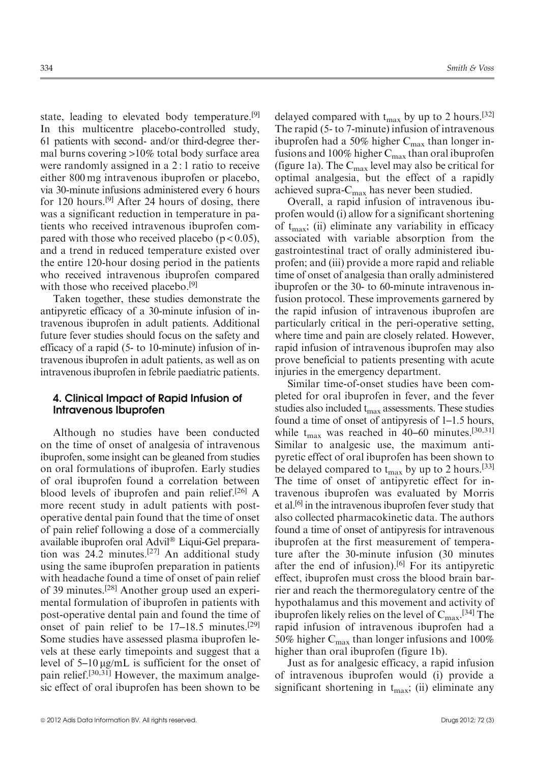state, leading to elevated body temperature.[9] In this multicentre placebo-controlled study, 61 patients with second- and/or third-degree thermal burns covering >10% total body surface area were randomly assigned in a 2 : 1 ratio to receive either 800 mg intravenous ibuprofen or placebo, via 30-minute infusions administered every 6 hours for 120 hours.[9] After 24 hours of dosing, there was a significant reduction in temperature in patients who received intravenous ibuprofen compared with those who received placebo ($p < 0.05$), and a trend in reduced temperature existed over the entire 120-hour dosing period in the patients who received intravenous ibuprofen compared with those who received placebo.[9]

Taken together, these studies demonstrate the antipyretic efficacy of a 30-minute infusion of intravenous ibuprofen in adult patients. Additional future fever studies should focus on the safety and efficacy of a rapid (5- to 10-minute) infusion of intravenous ibuprofen in adult patients, as well as on intravenous ibuprofen in febrile paediatric patients.

## 4. Clinical Impact of Rapid Infusion of Intravenous Ibuprofen

Although no studies have been conducted on the time of onset of analgesia of intravenous ibuprofen, some insight can be gleaned from studies on oral formulations of ibuprofen. Early studies of oral ibuprofen found a correlation between blood levels of ibuprofen and pain relief.[26] A more recent study in adult patients with post-operative dental pain found that the time of onset of pain relief following a dose of a commercially available ibuprofen oral Advil® Liqui-Gel preparation was 24.2 minutes.[27] An additional study using the same ibuprofen preparation in patients with headache found a time of onset of pain relief of 39 minutes.[28] Another group used an experimental formulation of ibuprofen in patients with post-operative dental pain and found the time of onset of pain relief to be 17–18.5 minutes.[29] Some studies have assessed plasma ibuprofen levels at these early timepoints and suggest that a level of 5–10 μg/mL is sufficient for the onset of pain relief.[30,31] However, the maximum analgesic effect of oral ibuprofen has been shown to be delayed compared with $t_{max}$ by up to 2 hours.[32] The rapid (5- to 7-minute) infusion of intravenous ibuprofen had a 50% higher $C_{max}$ than longer infusions and 100% higher $C_{max}$ than oral ibuprofen (figure 1a). The $C_{max}$ level may also be critical for optimal analgesia, but the effect of a rapidly achieved supra-$C_{max}$ has never been studied.

Overall, a rapid infusion of intravenous ibuprofen would (i) allow for a significant shortening of $t_{max}$; (ii) eliminate any variability in efficacy associated with variable absorption from the gastrointestinal tract of orally administered ibuprofen; and (iii) provide a more rapid and reliable time of onset of analgesia than orally administered ibuprofen or the 30- to 60-minute intravenous infusion protocol. These improvements garnered by the rapid infusion of intravenous ibuprofen are particularly critical in the peri-operative setting, where time and pain are closely related. However, rapid infusion of intravenous ibuprofen may also prove beneficial to patients presenting with acute injuries in the emergency department.

Similar time-of-onset studies have been completed for oral ibuprofen in fever, and the fever studies also included $t_{max}$ assessments. These studies found a time of onset of antipyresis of 1–1.5 hours, while $t_{max}$ was reached in 40–60 minutes.[30,31] Similar to analgesic use, the maximum antipyretic effect of oral ibuprofen has been shown to be delayed compared to $t_{max}$ by up to 2 hours.[33] The time of onset of antipyretic effect for intravenous ibuprofen was evaluated by Morris et al.[6] in the intravenous ibuprofen fever study that also collected pharmacokinetic data. The authors found a time of onset of antipyresis for intravenous ibuprofen at the first measurement of temperature after the 30-minute infusion (30 minutes after the end of infusion).[6] For its antipyretic effect, ibuprofen must cross the blood brain barrier and reach the thermoregulatory centre of the hypothalamus and this movement and activity of ibuprofen likely relies on the level of $C_{max}$.[34] The rapid infusion of intravenous ibuprofen had a 50% higher $C_{max}$ than longer infusions and 100% higher than oral ibuprofen (figure 1b).

Just as for analgesic efficacy, a rapid infusion of intravenous ibuprofen would (i) provide a significant shortening in $t_{max}$; (ii) eliminate any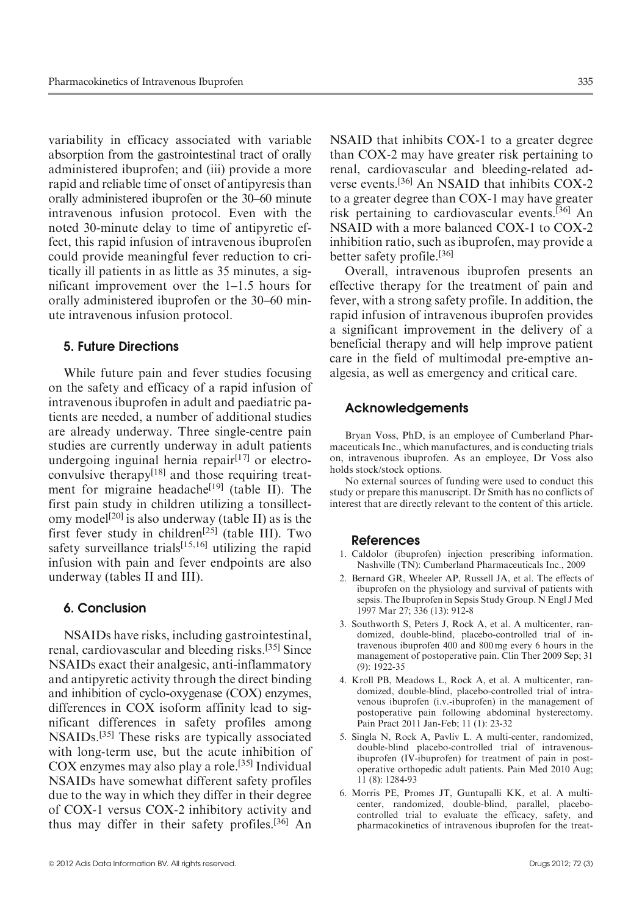variability in efficacy associated with variable absorption from the gastrointestinal tract of orally administered ibuprofen; and (iii) provide a more rapid and reliable time of onset of antipyresis than orally administered ibuprofen or the 30–60 minute intravenous infusion protocol. Even with the noted 30-minute delay to time of antipyretic effect, this rapid infusion of intravenous ibuprofen could provide meaningful fever reduction to critically ill patients in as little as 35 minutes, a significant improvement over the 1–1.5 hours for orally administered ibuprofen or the 30–60 minute intravenous infusion protocol.

## 5. Future Directions

While future pain and fever studies focusing on the safety and efficacy of a rapid infusion of intravenous ibuprofen in adult and paediatric patients are needed, a number of additional studies are already underway. Three single-centre pain studies are currently underway in adult patients undergoing inguinal hernia repair[17] or electroconvulsive therapy[18] and those requiring treatment for migraine headache[19] (table II). The first pain study in children utilizing a tonsillectomy model[20] is also underway (table II) as is the first fever study in children[25] (table III). Two safety surveillance trials[15,16] utilizing the rapid infusion with pain and fever endpoints are also underway (tables II and III).

## 6. Conclusion

NSAIDs have risks, including gastrointestinal, renal, cardiovascular and bleeding risks.[35] Since NSAIDs exact their analgesic, anti-inflammatory and antipyretic activity through the direct binding and inhibition of cyclo-oxygenase (COX) enzymes, differences in COX isoform affinity lead to significant differences in safety profiles among NSAIDs.[35] These risks are typically associated with long-term use, but the acute inhibition of COX enzymes may also play a role.[35] Individual NSAIDs have somewhat different safety profiles due to the way in which they differ in their degree of COX-1 versus COX-2 inhibitory activity and thus may differ in their safety profiles.[36] An NSAID that inhibits COX-1 to a greater degree than COX-2 may have greater risk pertaining to renal, cardiovascular and bleeding-related adverse events.[36] An NSAID that inhibits COX-2 to a greater degree than COX-1 may have greater risk pertaining to cardiovascular events.[36] An NSAID with a more balanced COX-1 to COX-2 inhibition ratio, such as ibuprofen, may provide a better safety profile.[36]

Overall, intravenous ibuprofen presents an effective therapy for the treatment of pain and fever, with a strong safety profile. In addition, the rapid infusion of intravenous ibuprofen provides a significant improvement in the delivery of a beneficial therapy and will help improve patient care in the field of multimodal pre-emptive analgesia, as well as emergency and critical care.

## Acknowledgements

Bryan Voss, PhD, is an employee of Cumberland Pharmaceuticals Inc., which manufactures, and is conducting trials on, intravenous ibuprofen. As an employee, Dr Voss also holds stock/stock options.

No external sources of funding were used to conduct this study or prepare this manuscript. Dr Smith has no conflicts of interest that are directly relevant to the content of this article.

## References

1. Caldolor (ibuprofen) injection prescribing information. Nashville (TN): Cumberland Pharmaceuticals Inc., 2009
2. Bernard GR, Wheeler AP, Russell JA, et al. The effects of ibuprofen on the physiology and survival of patients with sepsis. The Ibuprofen in Sepsis Study Group. N Engl J Med 1997 Mar 27; 336 (13): 912-8
3. Southworth S, Peters J, Rock A, et al. A multicenter, randomized, double-blind, placebo-controlled trial of intravenous ibuprofen 400 and 800 mg every 6 hours in the management of postoperative pain. Clin Ther 2009 Sep; 31 (9): 1922-35
4. Kroll PB, Meadows L, Rock A, et al. A multicenter, randomized, double-blind, placebo-controlled trial of intravenous ibuprofen (i.v.-ibuprofen) in the management of postoperative pain following abdominal hysterectomy. Pain Pract 2011 Jan-Feb; 11 (1): 23-32
5. Singla N, Rock A, Pavliv L. A multi-center, randomized, double-blind placebo-controlled trial of intravenous-ibuprofen (IV-ibuprofen) for treatment of pain in post-operative orthopedic adult patients. Pain Med 2010 Aug; 11 (8): 1284-93
6. Morris PE, Promes JT, Guntupalli KK, et al. A multi-center, randomized, double-blind, parallel, placebo-controlled trial to evaluate the efficacy, safety, and pharmacokinetics of intravenous ibuprofen for the treat-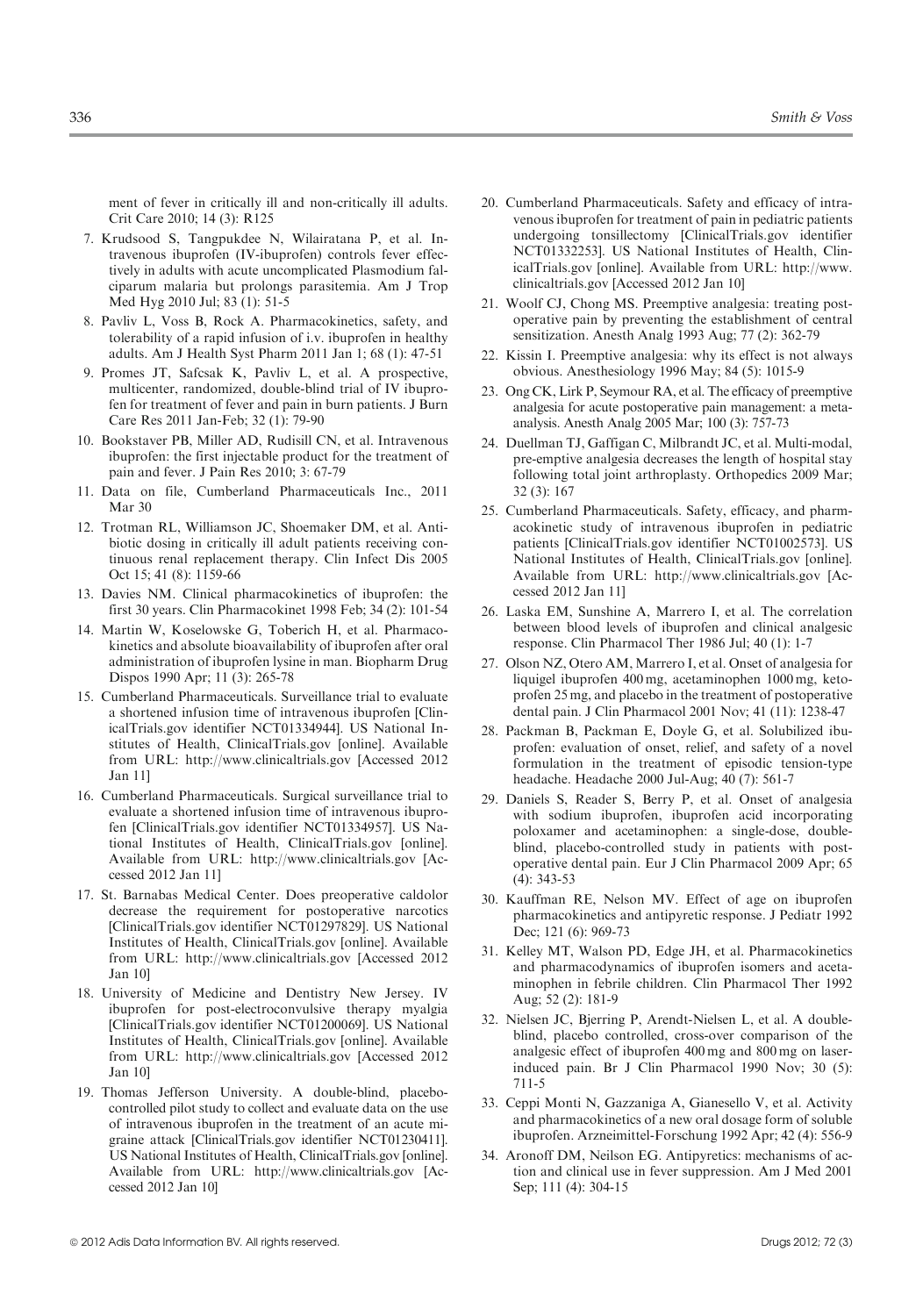ment of fever in critically ill and non-critically ill adults. Crit Care 2010; 14 (3): R125

7. Krudsood S, Tangpukdee N, Wilairatana P, et al. Intravenous ibuprofen (IV-ibuprofen) controls fever effectively in adults with acute uncomplicated Plasmodium falciparum malaria but prolongs parasitemia. Am J Trop Med Hyg 2010 Jul; 83 (1): 51-5
8. Pavliv L, Voss B, Rock A. Pharmacokinetics, safety, and tolerability of a rapid infusion of i.v. ibuprofen in healthy adults. Am J Health Syst Pharm 2011 Jan 1; 68 (1): 47-51
9. Promes JT, Safcsak K, Pavliv L, et al. A prospective, multicenter, randomized, double-blind trial of IV ibuprofen for treatment of fever and pain in burn patients. J Burn Care Res 2011 Jan-Feb; 32 (1): 79-90
10. Bookstaver PB, Miller AD, Rudisill CN, et al. Intravenous ibuprofen: the first injectable product for the treatment of pain and fever. J Pain Res 2010; 3: 67-79
11. Data on file, Cumberland Pharmaceuticals Inc., 2011 Mar 30
12. Trotman RL, Williamson JC, Shoemaker DM, et al. Antibiotic dosing in critically ill adult patients receiving continuous renal replacement therapy. Clin Infect Dis 2005 Oct 15; 41 (8): 1159-66
13. Davies NM. Clinical pharmacokinetics of ibuprofen: the first 30 years. Clin Pharmacokinet 1998 Feb; 34 (2): 101-54
14. Martin W, Koselowske G, Toberich H, et al. Pharmacokinetics and absolute bioavailability of ibuprofen after oral administration of ibuprofen lysine in man. Biopharm Drug Dispos 1990 Apr; 11 (3): 265-78
15. Cumberland Pharmaceuticals. Surveillance trial to evaluate a shortened infusion time of intravenous ibuprofen [ClinicalTrials.gov identifier NCT01334944]. US National Institutes of Health, ClinicalTrials.gov [online]. Available from URL: http://www.clinicaltrials.gov [Accessed 2012 Jan 11]
16. Cumberland Pharmaceuticals. Surgical surveillance trial to evaluate a shortened infusion time of intravenous ibuprofen [ClinicalTrials.gov identifier NCT01334957]. US National Institutes of Health, ClinicalTrials.gov [online]. Available from URL: http://www.clinicaltrials.gov [Accessed 2012 Jan 11]
17. St. Barnabas Medical Center. Does preoperative caldolor decrease the requirement for postoperative narcotics [ClinicalTrials.gov identifier NCT01297829]. US National Institutes of Health, ClinicalTrials.gov [online]. Available from URL: http://www.clinicaltrials.gov [Accessed 2012 Jan 10]
18. University of Medicine and Dentistry New Jersey. IV ibuprofen for post-electroconvulsive therapy myalgia [ClinicalTrials.gov identifier NCT01200069]. US National Institutes of Health, ClinicalTrials.gov [online]. Available from URL: http://www.clinicaltrials.gov [Accessed 2012 Jan 10]
19. Thomas Jefferson University. A double-blind, placebo-controlled pilot study to collect and evaluate data on the use of intravenous ibuprofen in the treatment of an acute migraine attack [ClinicalTrials.gov identifier NCT01230411]. US National Institutes of Health, ClinicalTrials.gov [online]. Available from URL: http://www.clinicaltrials.gov [Accessed 2012 Jan 10]
20. Cumberland Pharmaceuticals. Safety and efficacy of intravenous ibuprofen for treatment of pain in pediatric patients undergoing tonsillectomy [ClinicalTrials.gov identifier NCT01332253]. US National Institutes of Health, ClinicalTrials.gov [online]. Available from URL: http://www.clinicaltrials.gov [Accessed 2012 Jan 10]
21. Woolf CJ, Chong MS. Preemptive analgesia: treating postoperative pain by preventing the establishment of central sensitization. Anesth Analg 1993 Aug; 77 (2): 362-79
22. Kissin I. Preemptive analgesia: why its effect is not always obvious. Anesthesiology 1996 May; 84 (5): 1015-9
23. Ong CK, Lirk P, Seymour RA, et al. The efficacy of preemptive analgesia for acute postoperative pain management: a meta-analysis. Anesth Analg 2005 Mar; 100 (3): 757-73
24. Duellman TJ, Gaffigan C, Milbrandt JC, et al. Multi-modal, pre-emptive analgesia decreases the length of hospital stay following total joint arthroplasty. Orthopedics 2009 Mar; 32 (3): 167
25. Cumberland Pharmaceuticals. Safety, efficacy, and pharmacokinetic study of intravenous ibuprofen in pediatric patients [ClinicalTrials.gov identifier NCT01002573]. US National Institutes of Health, ClinicalTrials.gov [online]. Available from URL: http://www.clinicaltrials.gov [Accessed 2012 Jan 11]
26. Laska EM, Sunshine A, Marrero I, et al. The correlation between blood levels of ibuprofen and clinical analgesic response. Clin Pharmacol Ther 1986 Jul; 40 (1): 1-7
27. Olson NZ, Otero AM, Marrero I, et al. Onset of analgesia for liquigel ibuprofen 400 mg, acetaminophen 1000 mg, ketoprofen 25 mg, and placebo in the treatment of postoperative dental pain. J Clin Pharmacol 2001 Nov; 41 (11): 1238-47
28. Packman B, Packman E, Doyle G, et al. Solubilized ibuprofen: evaluation of onset, relief, and safety of a novel formulation in the treatment of episodic tension-type headache. Headache 2000 Jul-Aug; 40 (7): 561-7
29. Daniels S, Reader S, Berry P, et al. Onset of analgesia with sodium ibuprofen, ibuprofen acid incorporating poloxamer and acetaminophen: a single-dose, double-blind, placebo-controlled study in patients with post-operative dental pain. Eur J Clin Pharmacol 2009 Apr; 65 (4): 343-53
30. Kauffman RE, Nelson MV. Effect of age on ibuprofen pharmacokinetics and antipyretic response. J Pediatr 1992 Dec; 121 (6): 969-73
31. Kelley MT, Walson PD, Edge JH, et al. Pharmacokinetics and pharmacodynamics of ibuprofen isomers and acetaminophen in febrile children. Clin Pharmacol Ther 1992 Aug; 52 (2): 181-9
32. Nielsen JC, Bjerring P, Arendt-Nielsen L, et al. A double-blind, placebo controlled, cross-over comparison of the analgesic effect of ibuprofen 400 mg and 800 mg on laser-induced pain. Br J Clin Pharmacol 1990 Nov; 30 (5): 711-5
33. Ceppi Monti N, Gazzaniga A, Gianesello V, et al. Activity and pharmacokinetics of a new oral dosage form of soluble ibuprofen. Arzneimittel-Forschung 1992 Apr; 42 (4): 556-9
34. Aronoff DM, Neilson EG. Antipyretics: mechanisms of action and clinical use in fever suppression. Am J Med 2001 Sep; 111 (4): 304-15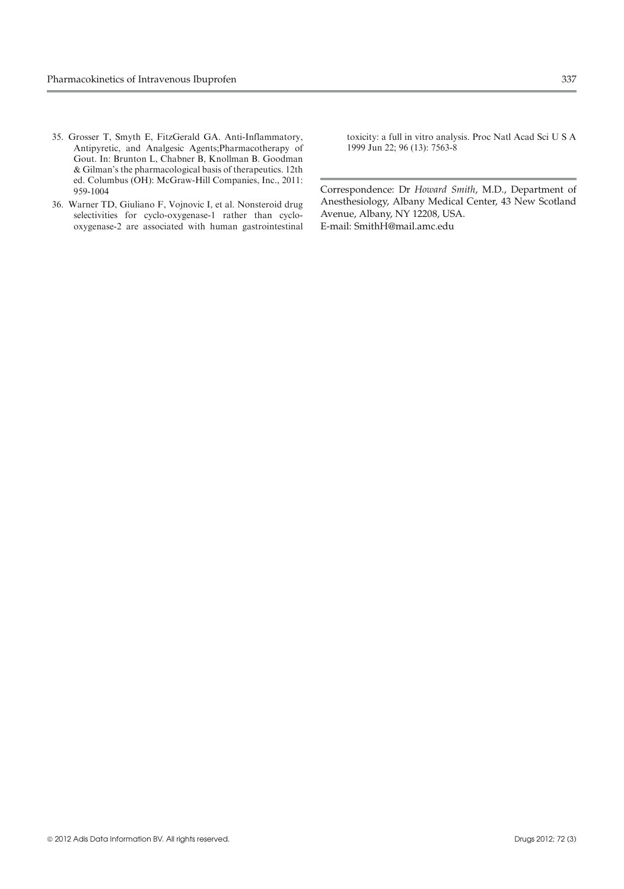35. Grosser T, Smyth E, FitzGerald GA. Anti-Inflammatory, Antipyretic, and Analgesic Agents;Pharmacotherapy of Gout. In: Brunton L, Chabner B, Knollman B. Goodman & Gilman's the pharmacological basis of therapeutics. 12th ed. Columbus (OH): McGraw-Hill Companies, Inc., 2011: 959-1004

36. Warner TD, Giuliano F, Vojnovic I, et al. Nonsteroid drug selectivities for cyclo-oxygenase-1 rather than cyclo-oxygenase-2 are associated with human gastrointestinal toxicity: a full in vitro analysis. Proc Natl Acad Sci U S A 1999 Jun 22; 96 (13): 7563-8

Correspondence: Dr *Howard Smith*, M.D., Department of Anesthesiology, Albany Medical Center, 43 New Scotland Avenue, Albany, NY 12208, USA.
E-mail: SmithH@mail.amc.edu